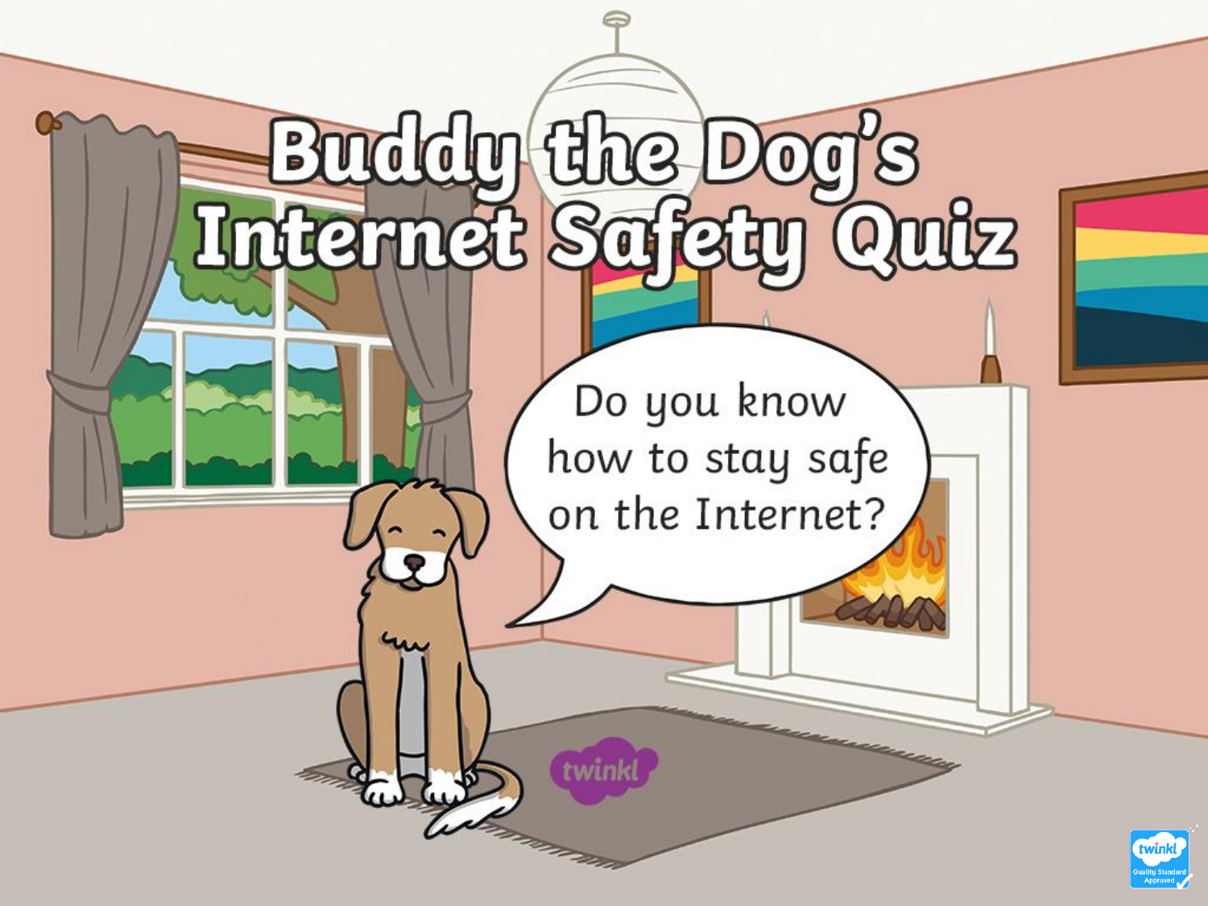# Buddy the Dog's Internet Safety Quiz

Do you know how to stay safe on the Internet?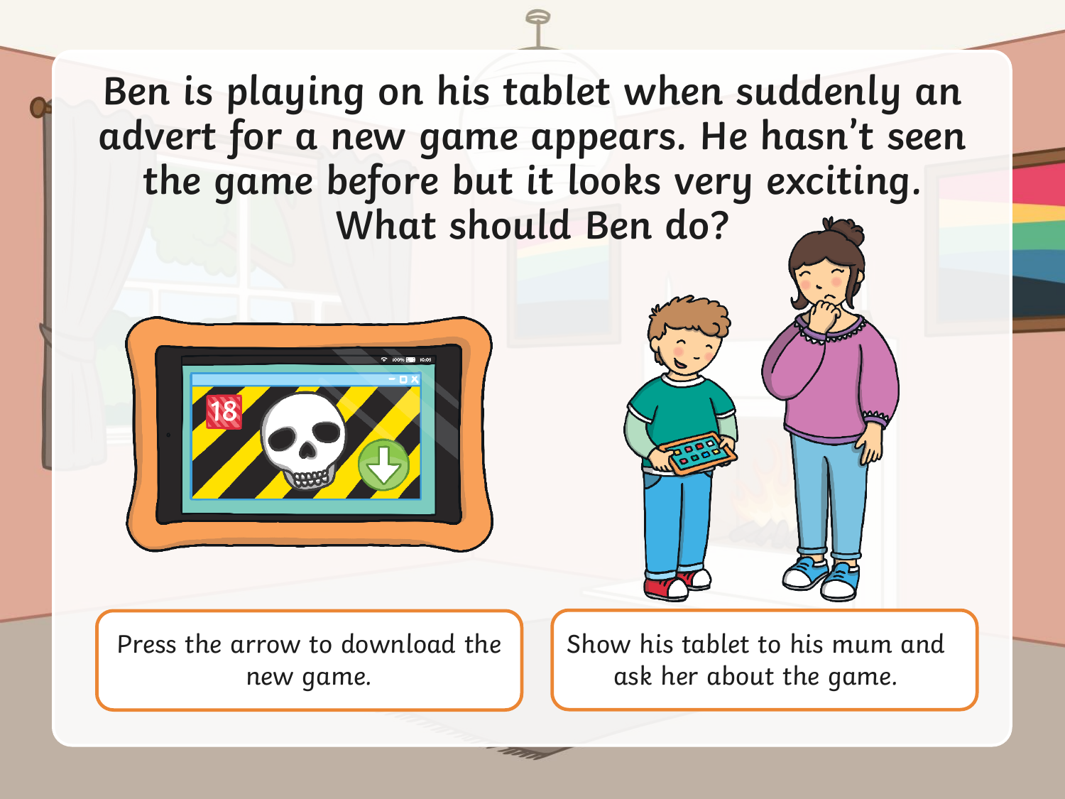Ben is playing on his tablet when suddenly an advert for a new game appears. He hasn't seen the game before but it looks very exciting. What should Ben do?

Press the arrow to download the new game.

Show his tablet to his mum and ask her about the game.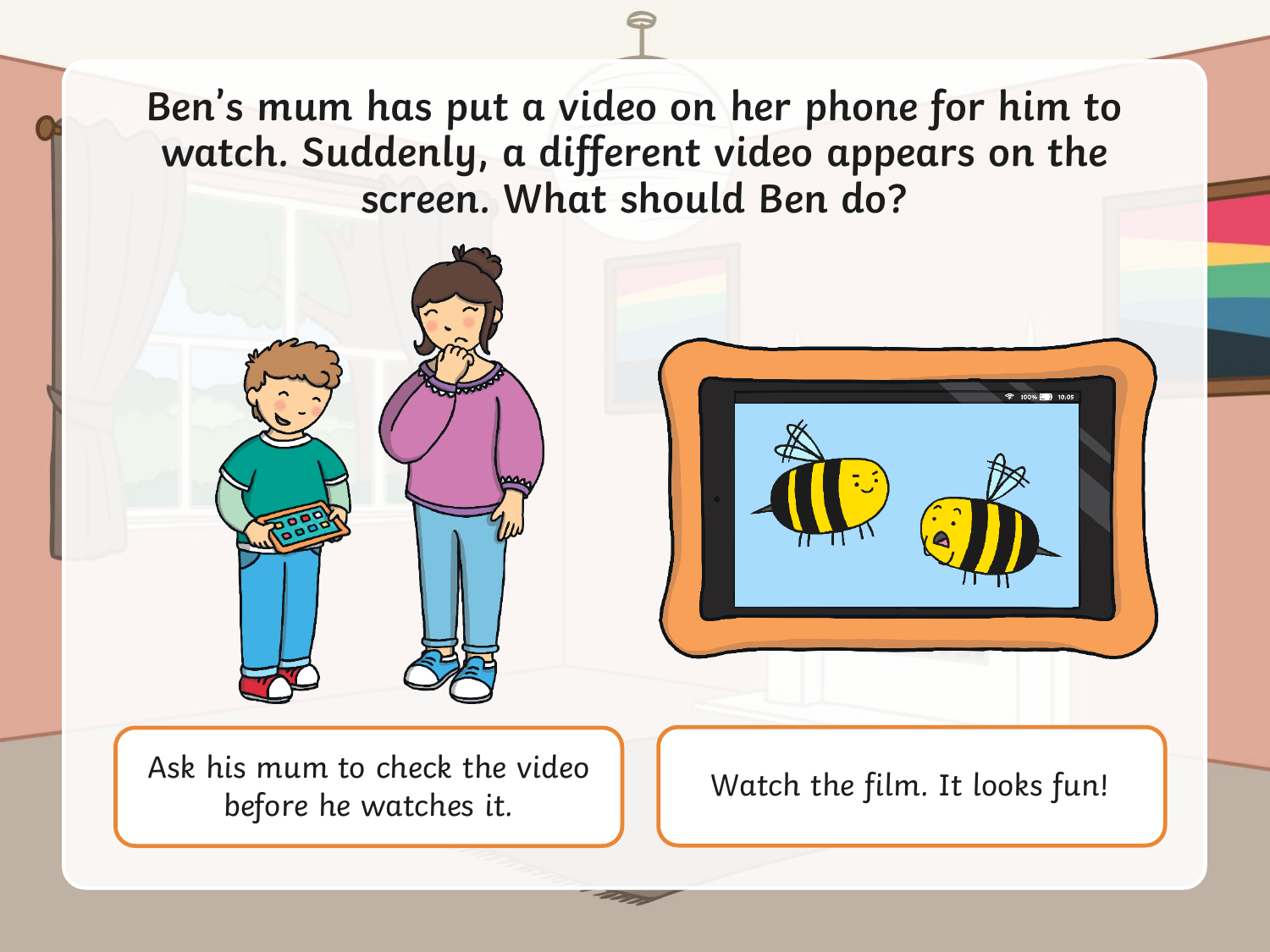Ben's mum has put a video on her phone for him to watch. Suddenly, a different video appears on the screen. What should Ben do?

Ask his mum to check the video before he watches it.

Watch the film. It looks fun!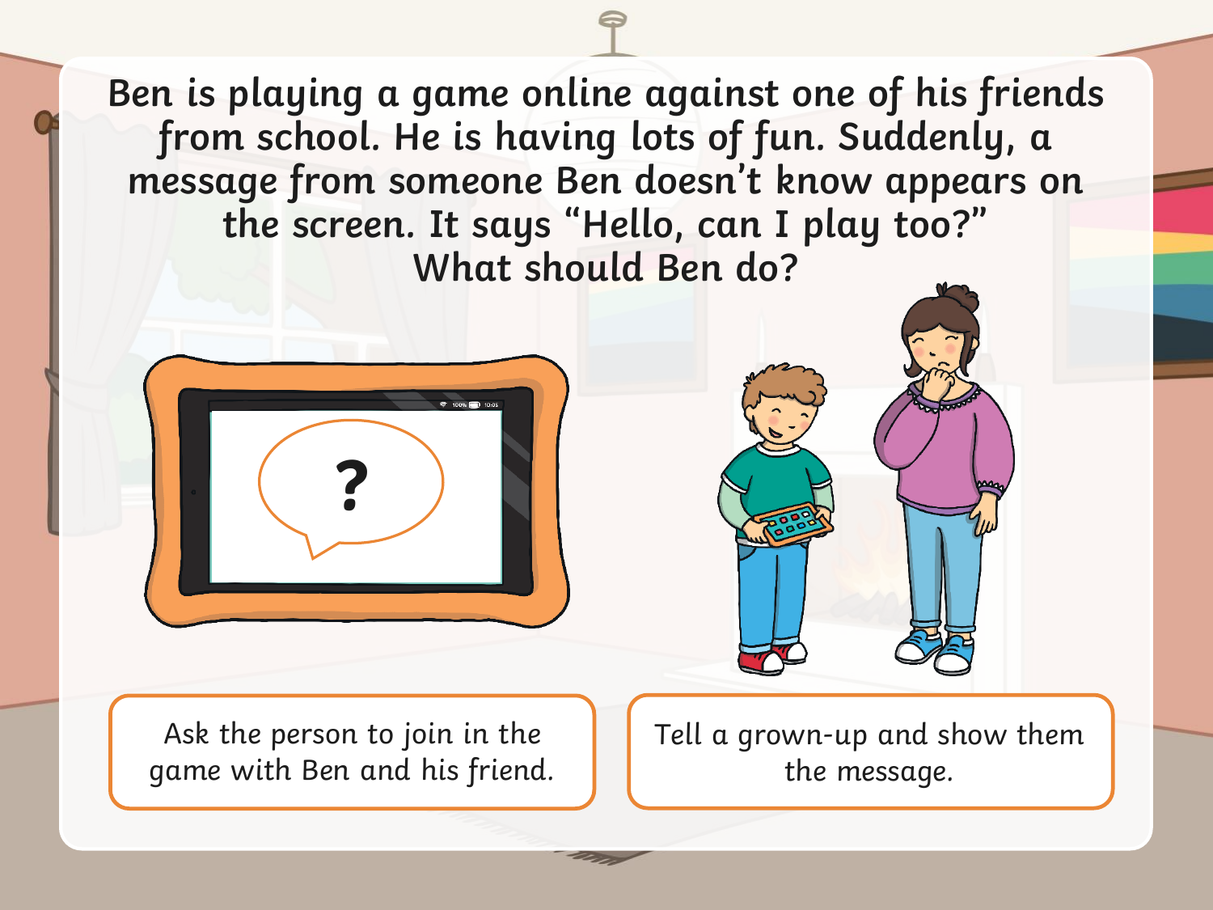Ben is playing a game online against one of his friends from school. He is having lots of fun. Suddenly, a message from someone Ben doesn't know appears on the screen. It says "Hello, can I play too?"

What should Ben do?

- Ask the person to join in the game with Ben and his friend.
- Tell a grown-up and show them the message.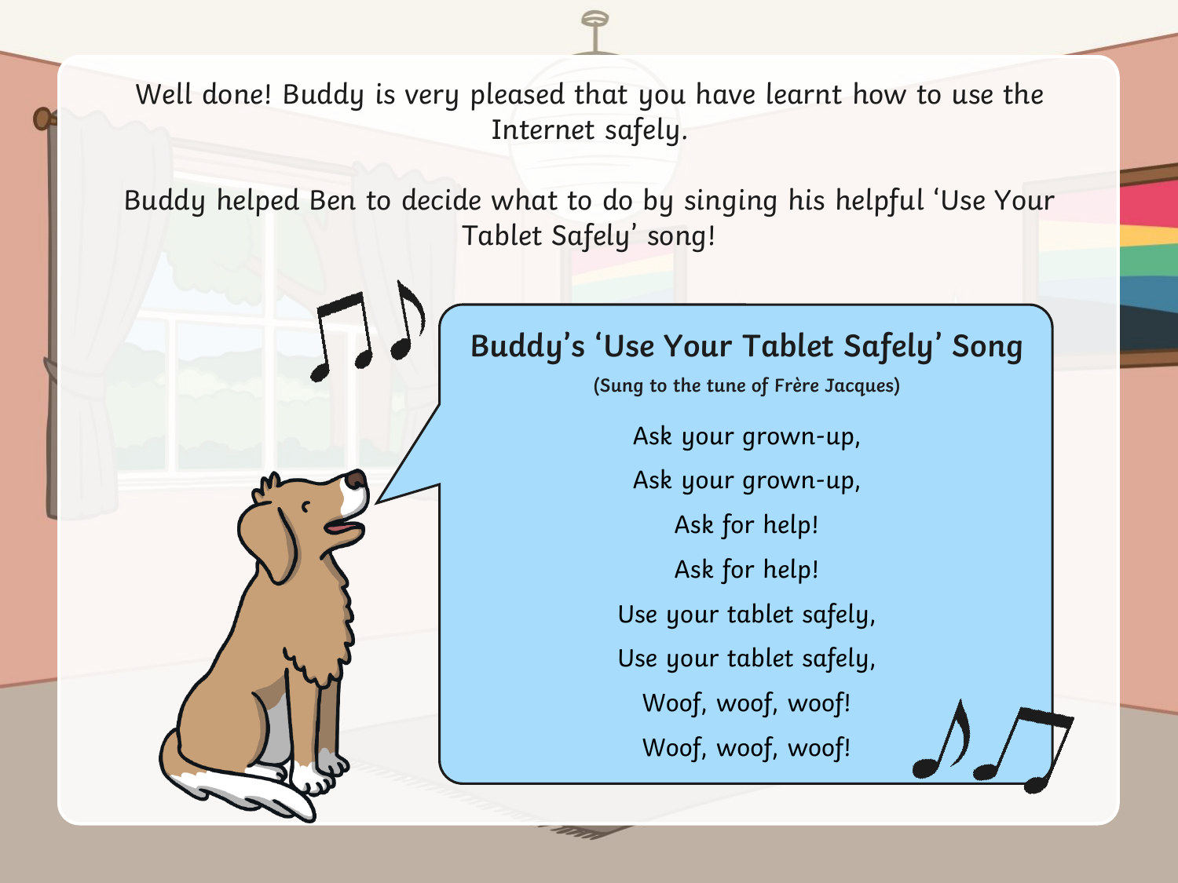Well done! Buddy is very pleased that you have learnt how to use the Internet safely.

Buddy helped Ben to decide what to do by singing his helpful 'Use Your Tablet Safely' song!

## Buddy's 'Use Your Tablet Safely' Song

**(Sung to the tune of Frère Jacques)**

Ask your grown-up,

Ask your grown-up,

Ask for help!

Ask for help!

Use your tablet safely,

Use your tablet safely,

Woof, woof, woof!

Woof, woof, woof!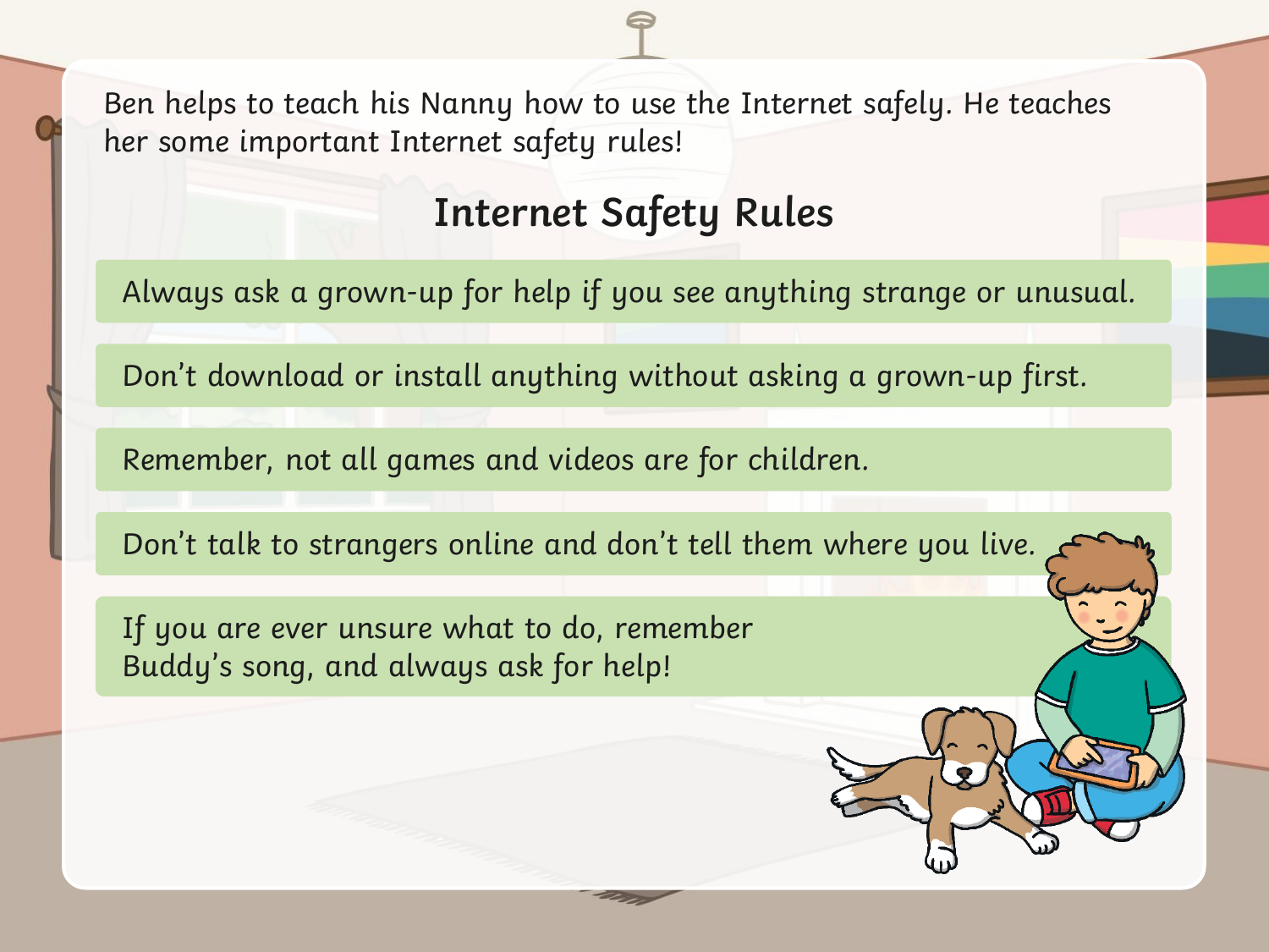Ben helps to teach his Nanny how to use the Internet safely. He teaches her some important Internet safety rules!

## Internet Safety Rules

- Always ask a grown-up for help if you see anything strange or unusual.
- Don't download or install anything without asking a grown-up first.
- Remember, not all games and videos are for children.
- Don't talk to strangers online and don't tell them where you live.
- If you are ever unsure what to do, remember Buddy's song, and always ask for help!